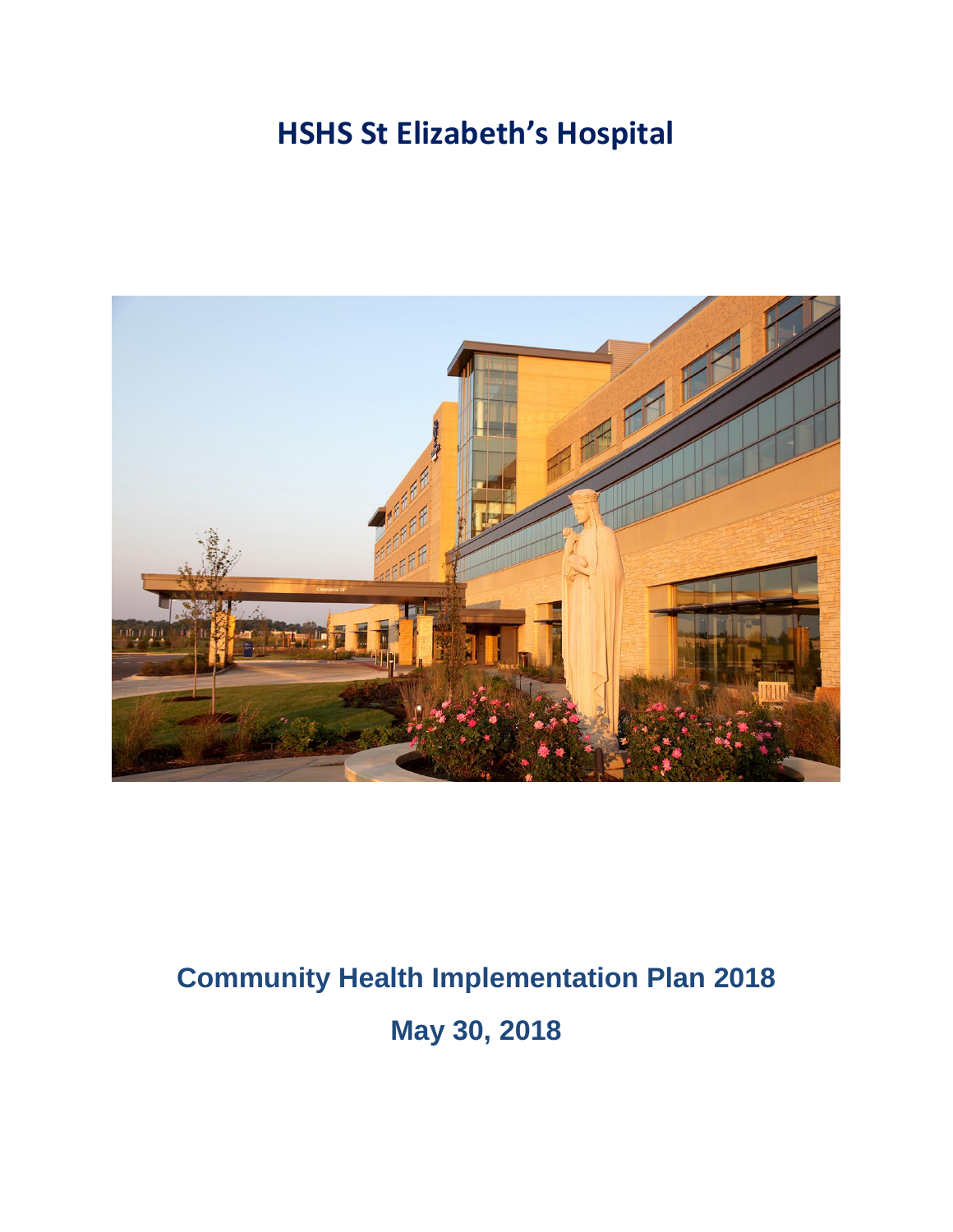# HSHS St Elizabeth's Hospital

## Community Health Implementation Plan 2018

## May 30, 2018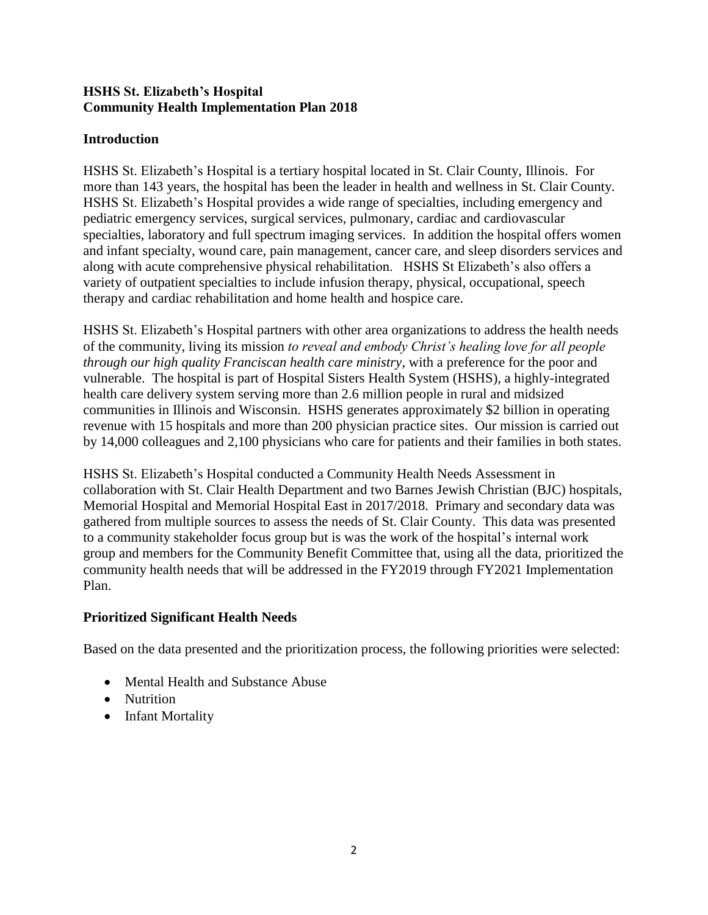**HSHS St. Elizabeth's Hospital**
**Community Health Implementation Plan 2018**

## Introduction

HSHS St. Elizabeth's Hospital is a tertiary hospital located in St. Clair County, Illinois. For more than 143 years, the hospital has been the leader in health and wellness in St. Clair County. HSHS St. Elizabeth's Hospital provides a wide range of specialties, including emergency and pediatric emergency services, surgical services, pulmonary, cardiac and cardiovascular specialties, laboratory and full spectrum imaging services. In addition the hospital offers women and infant specialty, wound care, pain management, cancer care, and sleep disorders services and along with acute comprehensive physical rehabilitation. HSHS St Elizabeth's also offers a variety of outpatient specialties to include infusion therapy, physical, occupational, speech therapy and cardiac rehabilitation and home health and hospice care.

HSHS St. Elizabeth's Hospital partners with other area organizations to address the health needs of the community, living its mission *to reveal and embody Christ's healing love for all people through our high quality Franciscan health care ministry*, with a preference for the poor and vulnerable. The hospital is part of Hospital Sisters Health System (HSHS), a highly-integrated health care delivery system serving more than 2.6 million people in rural and midsized communities in Illinois and Wisconsin. HSHS generates approximately $2 billion in operating revenue with 15 hospitals and more than 200 physician practice sites. Our mission is carried out by 14,000 colleagues and 2,100 physicians who care for patients and their families in both states.

HSHS St. Elizabeth's Hospital conducted a Community Health Needs Assessment in collaboration with St. Clair Health Department and two Barnes Jewish Christian (BJC) hospitals, Memorial Hospital and Memorial Hospital East in 2017/2018. Primary and secondary data was gathered from multiple sources to assess the needs of St. Clair County. This data was presented to a community stakeholder focus group but is was the work of the hospital's internal work group and members for the Community Benefit Committee that, using all the data, prioritized the community health needs that will be addressed in the FY2019 through FY2021 Implementation Plan.

## Prioritized Significant Health Needs

Based on the data presented and the prioritization process, the following priorities were selected:

- Mental Health and Substance Abuse
- Nutrition
- Infant Mortality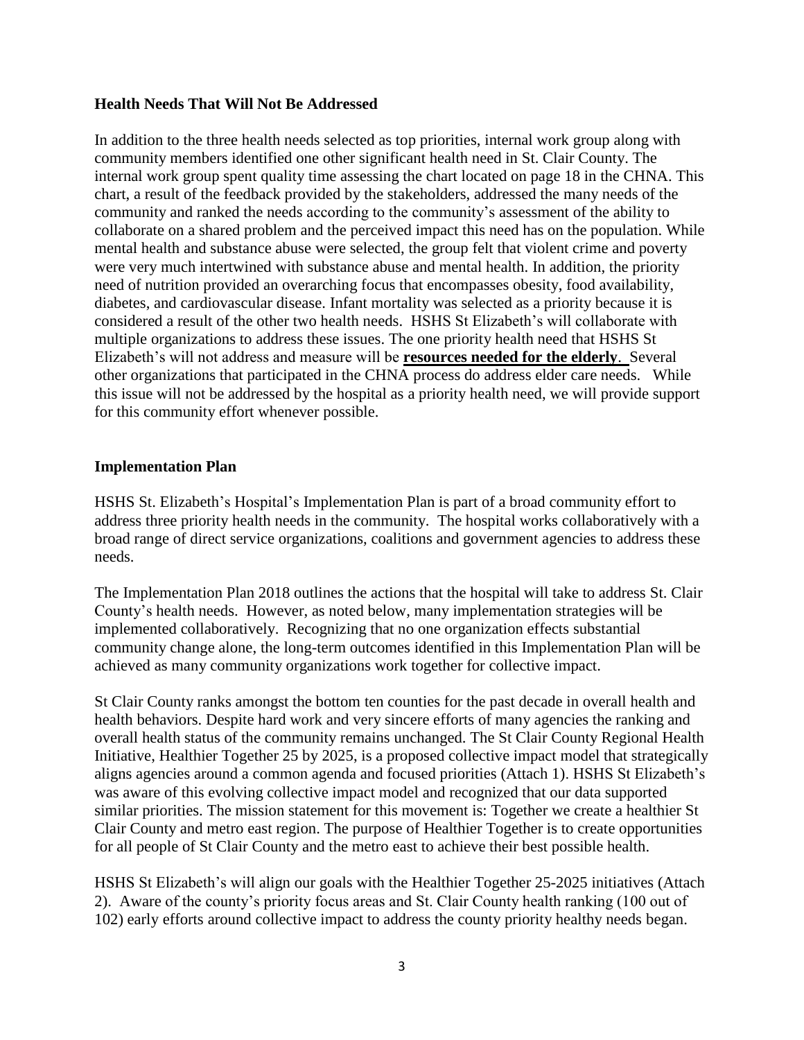**Health Needs That Will Not Be Addressed**

In addition to the three health needs selected as top priorities, internal work group along with community members identified one other significant health need in St. Clair County. The internal work group spent quality time assessing the chart located on page 18 in the CHNA. This chart, a result of the feedback provided by the stakeholders, addressed the many needs of the community and ranked the needs according to the community's assessment of the ability to collaborate on a shared problem and the perceived impact this need has on the population. While mental health and substance abuse were selected, the group felt that violent crime and poverty were very much intertwined with substance abuse and mental health. In addition, the priority need of nutrition provided an overarching focus that encompasses obesity, food availability, diabetes, and cardiovascular disease. Infant mortality was selected as a priority because it is considered a result of the other two health needs. HSHS St Elizabeth's will collaborate with multiple organizations to address these issues. The one priority health need that HSHS St Elizabeth's will not address and measure will be **resources needed for the elderly**. Several other organizations that participated in the CHNA process do address elder care needs. While this issue will not be addressed by the hospital as a priority health need, we will provide support for this community effort whenever possible.

**Implementation Plan**

HSHS St. Elizabeth's Hospital's Implementation Plan is part of a broad community effort to address three priority health needs in the community. The hospital works collaboratively with a broad range of direct service organizations, coalitions and government agencies to address these needs.

The Implementation Plan 2018 outlines the actions that the hospital will take to address St. Clair County's health needs. However, as noted below, many implementation strategies will be implemented collaboratively. Recognizing that no one organization effects substantial community change alone, the long-term outcomes identified in this Implementation Plan will be achieved as many community organizations work together for collective impact.

St Clair County ranks amongst the bottom ten counties for the past decade in overall health and health behaviors. Despite hard work and very sincere efforts of many agencies the ranking and overall health status of the community remains unchanged. The St Clair County Regional Health Initiative, Healthier Together 25 by 2025, is a proposed collective impact model that strategically aligns agencies around a common agenda and focused priorities (Attach 1). HSHS St Elizabeth's was aware of this evolving collective impact model and recognized that our data supported similar priorities. The mission statement for this movement is: Together we create a healthier St Clair County and metro east region. The purpose of Healthier Together is to create opportunities for all people of St Clair County and the metro east to achieve their best possible health.

HSHS St Elizabeth's will align our goals with the Healthier Together 25-2025 initiatives (Attach 2). Aware of the county's priority focus areas and St. Clair County health ranking (100 out of 102) early efforts around collective impact to address the county priority healthy needs began.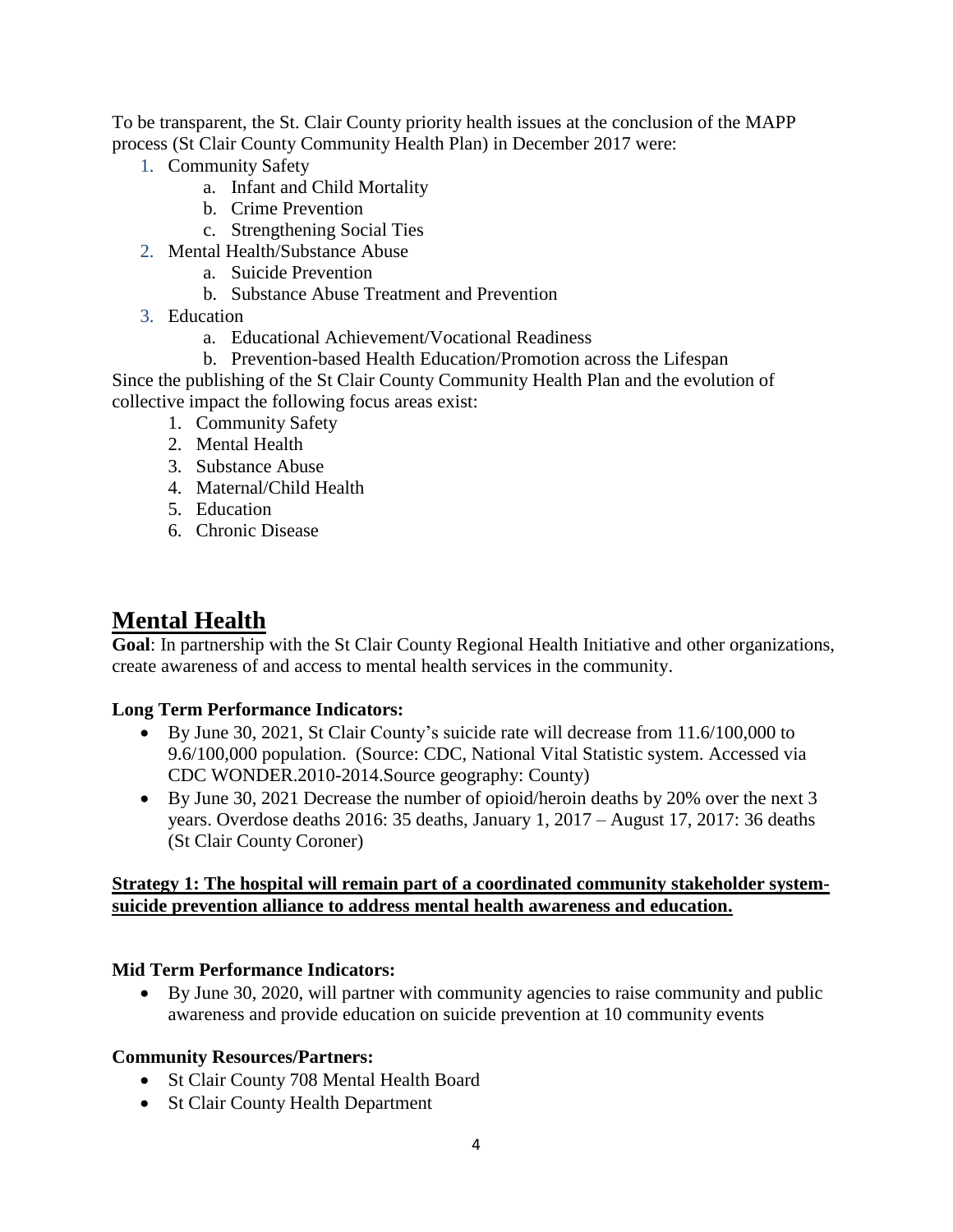To be transparent, the St. Clair County priority health issues at the conclusion of the MAPP process (St Clair County Community Health Plan) in December 2017 were:

1. Community Safety
    a. Infant and Child Mortality
    b. Crime Prevention
    c. Strengthening Social Ties
2. Mental Health/Substance Abuse
    a. Suicide Prevention
    b. Substance Abuse Treatment and Prevention
3. Education
    a. Educational Achievement/Vocational Readiness
    b. Prevention-based Health Education/Promotion across the Lifespan

Since the publishing of the St Clair County Community Health Plan and the evolution of collective impact the following focus areas exist:

1. Community Safety
2. Mental Health
3. Substance Abuse
4. Maternal/Child Health
5. Education
6. Chronic Disease

# Mental Health

**Goal**: In partnership with the St Clair County Regional Health Initiative and other organizations, create awareness of and access to mental health services in the community.

**Long Term Performance Indicators:**

- By June 30, 2021, St Clair County's suicide rate will decrease from 11.6/100,000 to 9.6/100,000 population. (Source: CDC, National Vital Statistic system. Accessed via CDC WONDER.2010-2014.Source geography: County)
- By June 30, 2021 Decrease the number of opioid/heroin deaths by 20% over the next 3 years. Overdose deaths 2016: 35 deaths, January 1, 2017 – August 17, 2017: 36 deaths (St Clair County Coroner)

**Strategy 1: The hospital will remain part of a coordinated community stakeholder system-suicide prevention alliance to address mental health awareness and education.**

**Mid Term Performance Indicators:**

- By June 30, 2020, will partner with community agencies to raise community and public awareness and provide education on suicide prevention at 10 community events

**Community Resources/Partners:**

- St Clair County 708 Mental Health Board
- St Clair County Health Department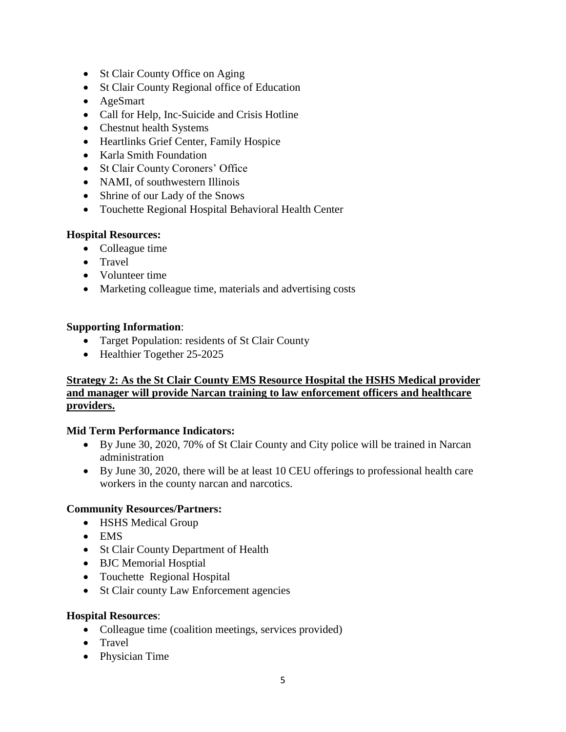- St Clair County Office on Aging
- St Clair County Regional office of Education
- AgeSmart
- Call for Help, Inc-Suicide and Crisis Hotline
- Chestnut health Systems
- Heartlinks Grief Center, Family Hospice
- Karla Smith Foundation
- St Clair County Coroners' Office
- NAMI, of southwestern Illinois
- Shrine of our Lady of the Snows
- Touchette Regional Hospital Behavioral Health Center

**Hospital Resources:**

- Colleague time
- Travel
- Volunteer time
- Marketing colleague time, materials and advertising costs

**Supporting Information**:

- Target Population: residents of St Clair County
- Healthier Together 25-2025

**Strategy 2: As the St Clair County EMS Resource Hospital the HSHS Medical provider and manager will provide Narcan training to law enforcement officers and healthcare providers.**

**Mid Term Performance Indicators:**

- By June 30, 2020, 70% of St Clair County and City police will be trained in Narcan administration
- By June 30, 2020, there will be at least 10 CEU offerings to professional health care workers in the county narcan and narcotics.

**Community Resources/Partners:**

- HSHS Medical Group
- EMS
- St Clair County Department of Health
- BJC Memorial Hosptial
- Touchette Regional Hospital
- St Clair county Law Enforcement agencies

**Hospital Resources**:

- Colleague time (coalition meetings, services provided)
- Travel
- Physician Time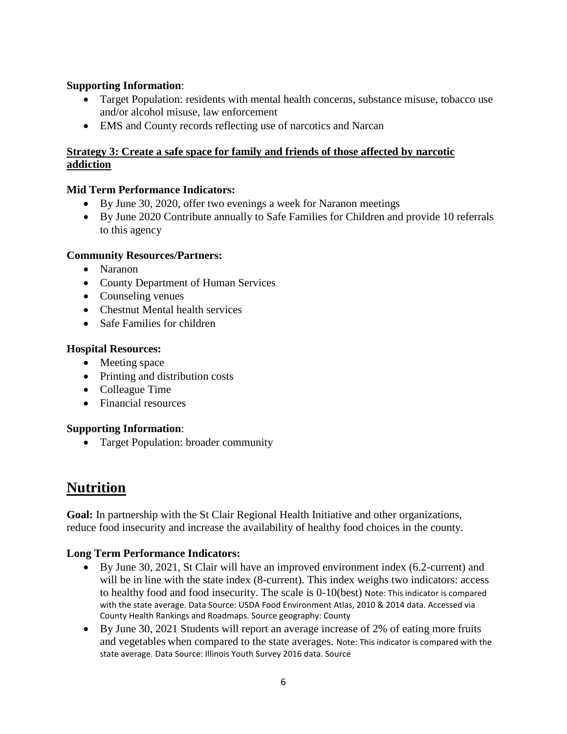**Supporting Information**:

- Target Population: residents with mental health concerns, substance misuse, tobacco use and/or alcohol misuse, law enforcement
- EMS and County records reflecting use of narcotics and Narcan

**Strategy 3: Create a safe space for family and friends of those affected by narcotic addiction**

**Mid Term Performance Indicators:**

- By June 30, 2020, offer two evenings a week for Naranon meetings
- By June 2020 Contribute annually to Safe Families for Children and provide 10 referrals to this agency

**Community Resources/Partners:**

- Naranon
- County Department of Human Services
- Counseling venues
- Chestnut Mental health services
- Safe Families for children

**Hospital Resources:**

- Meeting space
- Printing and distribution costs
- Colleague Time
- Financial resources

**Supporting Information**:

- Target Population: broader community

## Nutrition

**Goal:** In partnership with the St Clair Regional Health Initiative and other organizations, reduce food insecurity and increase the availability of healthy food choices in the county.

**Long Term Performance Indicators:**

- By June 30, 2021, St Clair will have an improved environment index (6.2-current) and will be in line with the state index (8-current). This index weighs two indicators: access to healthy food and food insecurity. The scale is 0-10(best) Note: This indicator is compared with the state average. Data Source: USDA Food Environment Atlas, 2010 & 2014 data. Accessed via County Health Rankings and Roadmaps. Source geography: County
- By June 30, 2021 Students will report an average increase of 2% of eating more fruits and vegetables when compared to the state averages. Note: This indicator is compared with the state average. Data Source: Illinois Youth Survey 2016 data. Source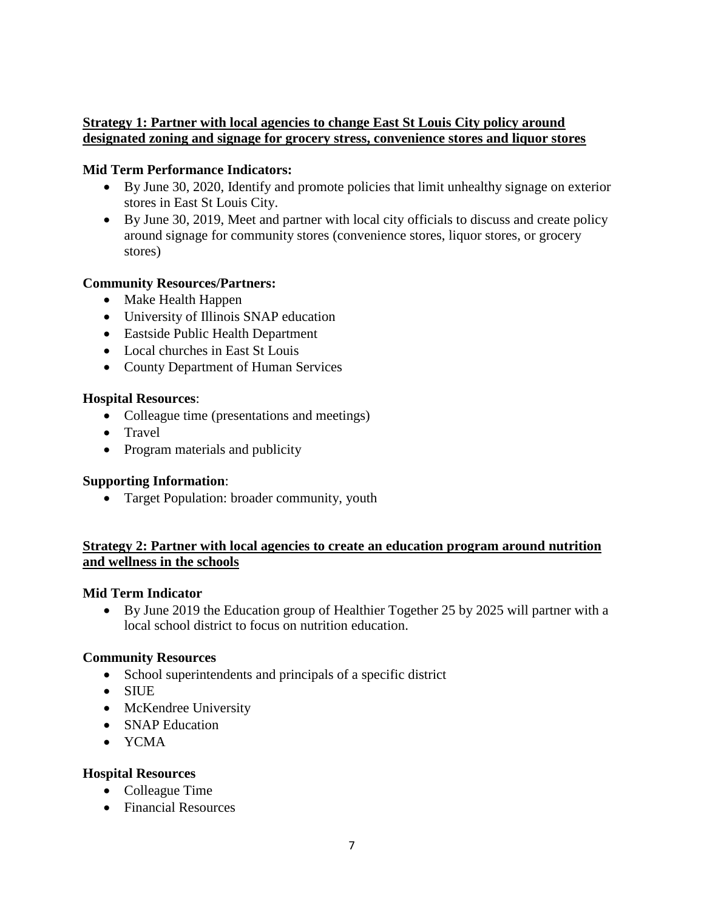**Strategy 1: Partner with local agencies to change East St Louis City policy around designated zoning and signage for grocery stress, convenience stores and liquor stores**

**Mid Term Performance Indicators:**

- By June 30, 2020, Identify and promote policies that limit unhealthy signage on exterior stores in East St Louis City.
- By June 30, 2019, Meet and partner with local city officials to discuss and create policy around signage for community stores (convenience stores, liquor stores, or grocery stores)

**Community Resources/Partners:**

- Make Health Happen
- University of Illinois SNAP education
- Eastside Public Health Department
- Local churches in East St Louis
- County Department of Human Services

**Hospital Resources**:

- Colleague time (presentations and meetings)
- Travel
- Program materials and publicity

**Supporting Information**:

- Target Population: broader community, youth

**Strategy 2: Partner with local agencies to create an education program around nutrition and wellness in the schools**

**Mid Term Indicator**

- By June 2019 the Education group of Healthier Together 25 by 2025 will partner with a local school district to focus on nutrition education.

**Community Resources**

- School superintendents and principals of a specific district
- SIUE
- McKendree University
- SNAP Education
- YCMA

**Hospital Resources**

- Colleague Time
- Financial Resources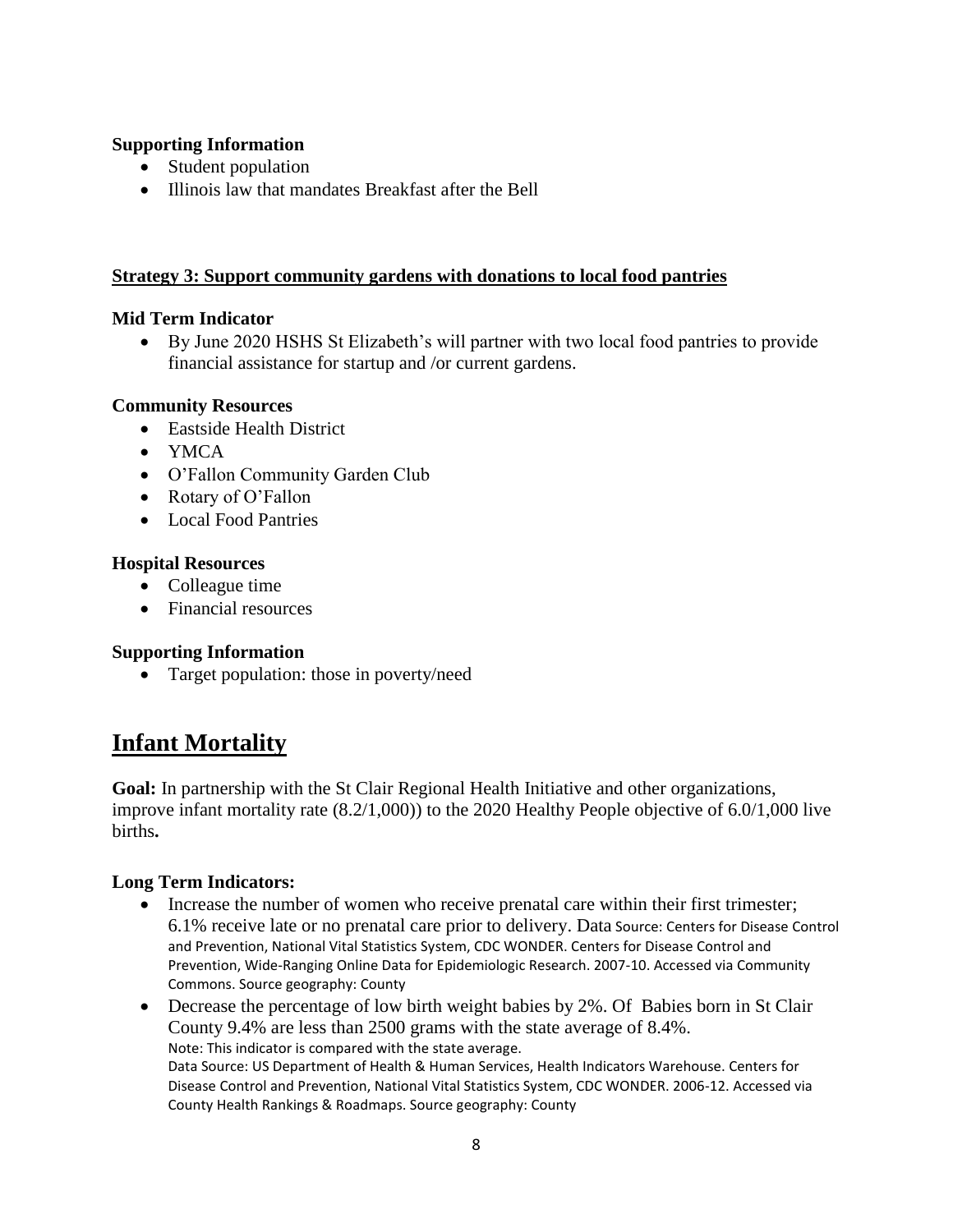**Supporting Information**

- Student population
- Illinois law that mandates Breakfast after the Bell

**Strategy 3: Support community gardens with donations to local food pantries**

**Mid Term Indicator**

- By June 2020 HSHS St Elizabeth's will partner with two local food pantries to provide financial assistance for startup and /or current gardens.

**Community Resources**

- Eastside Health District
- YMCA
- O'Fallon Community Garden Club
- Rotary of O'Fallon
- Local Food Pantries

**Hospital Resources**

- Colleague time
- Financial resources

**Supporting Information**

- Target population: those in poverty/need

# Infant Mortality

**Goal:** In partnership with the St Clair Regional Health Initiative and other organizations, improve infant mortality rate (8.2/1,000)) to the 2020 Healthy People objective of 6.0/1,000 live births**.**

**Long Term Indicators:**

- Increase the number of women who receive prenatal care within their first trimester; 6.1% receive late or no prenatal care prior to delivery. Data Source: Centers for Disease Control and Prevention, National Vital Statistics System, CDC WONDER. Centers for Disease Control and Prevention, Wide-Ranging Online Data for Epidemiologic Research. 2007-10. Accessed via Community Commons. Source geography: County
- Decrease the percentage of low birth weight babies by 2%. Of Babies born in St Clair County 9.4% are less than 2500 grams with the state average of 8.4%.
  Note: This indicator is compared with the state average.
  Data Source: US Department of Health & Human Services, Health Indicators Warehouse. Centers for Disease Control and Prevention, National Vital Statistics System, CDC WONDER. 2006-12. Accessed via County Health Rankings & Roadmaps. Source geography: County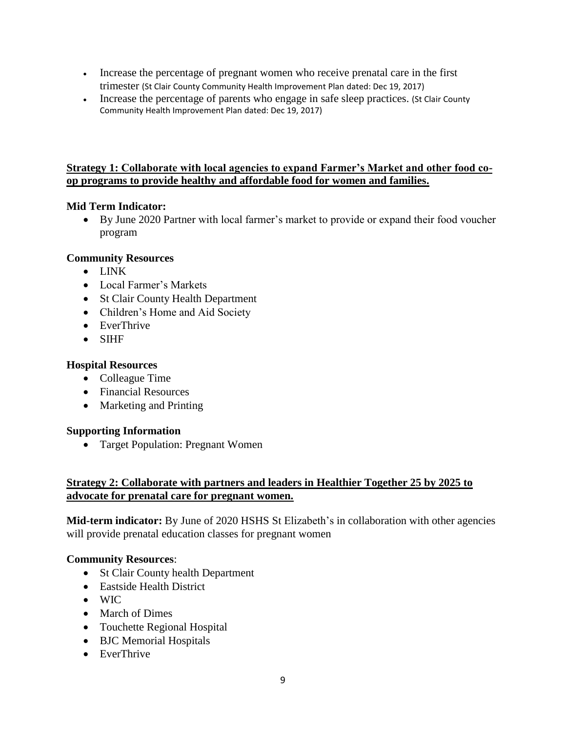- Increase the percentage of pregnant women who receive prenatal care in the first trimester (St Clair County Community Health Improvement Plan dated: Dec 19, 2017)
- Increase the percentage of parents who engage in safe sleep practices. (St Clair County Community Health Improvement Plan dated: Dec 19, 2017)

**Strategy 1: Collaborate with local agencies to expand Farmer's Market and other food co-op programs to provide healthy and affordable food for women and families.**

**Mid Term Indicator:**

- By June 2020 Partner with local farmer's market to provide or expand their food voucher program

**Community Resources**

- LINK
- Local Farmer's Markets
- St Clair County Health Department
- Children's Home and Aid Society
- EverThrive
- SIHF

**Hospital Resources**

- Colleague Time
- Financial Resources
- Marketing and Printing

**Supporting Information**

- Target Population: Pregnant Women

**Strategy 2: Collaborate with partners and leaders in Healthier Together 25 by 2025 to advocate for prenatal care for pregnant women.**

**Mid-term indicator:** By June of 2020 HSHS St Elizabeth's in collaboration with other agencies will provide prenatal education classes for pregnant women

**Community Resources**:

- St Clair County health Department
- Eastside Health District
- WIC
- March of Dimes
- Touchette Regional Hospital
- BJC Memorial Hospitals
- EverThrive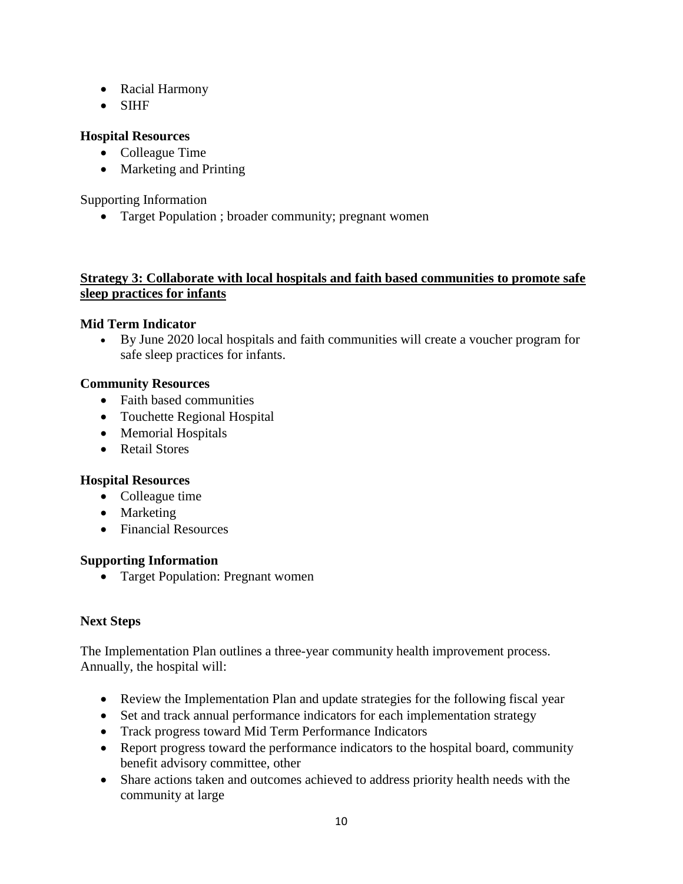- Racial Harmony
- SIHF

**Hospital Resources**

- Colleague Time
- Marketing and Printing

Supporting Information

- Target Population ; broader community; pregnant women

**Strategy 3: Collaborate with local hospitals and faith based communities to promote safe sleep practices for infants**

**Mid Term Indicator**

- By June 2020 local hospitals and faith communities will create a voucher program for safe sleep practices for infants.

**Community Resources**

- Faith based communities
- Touchette Regional Hospital
- Memorial Hospitals
- Retail Stores

**Hospital Resources**

- Colleague time
- Marketing
- Financial Resources

**Supporting Information**

- Target Population: Pregnant women

**Next Steps**

The Implementation Plan outlines a three-year community health improvement process. Annually, the hospital will:

- Review the Implementation Plan and update strategies for the following fiscal year
- Set and track annual performance indicators for each implementation strategy
- Track progress toward Mid Term Performance Indicators
- Report progress toward the performance indicators to the hospital board, community benefit advisory committee, other
- Share actions taken and outcomes achieved to address priority health needs with the community at large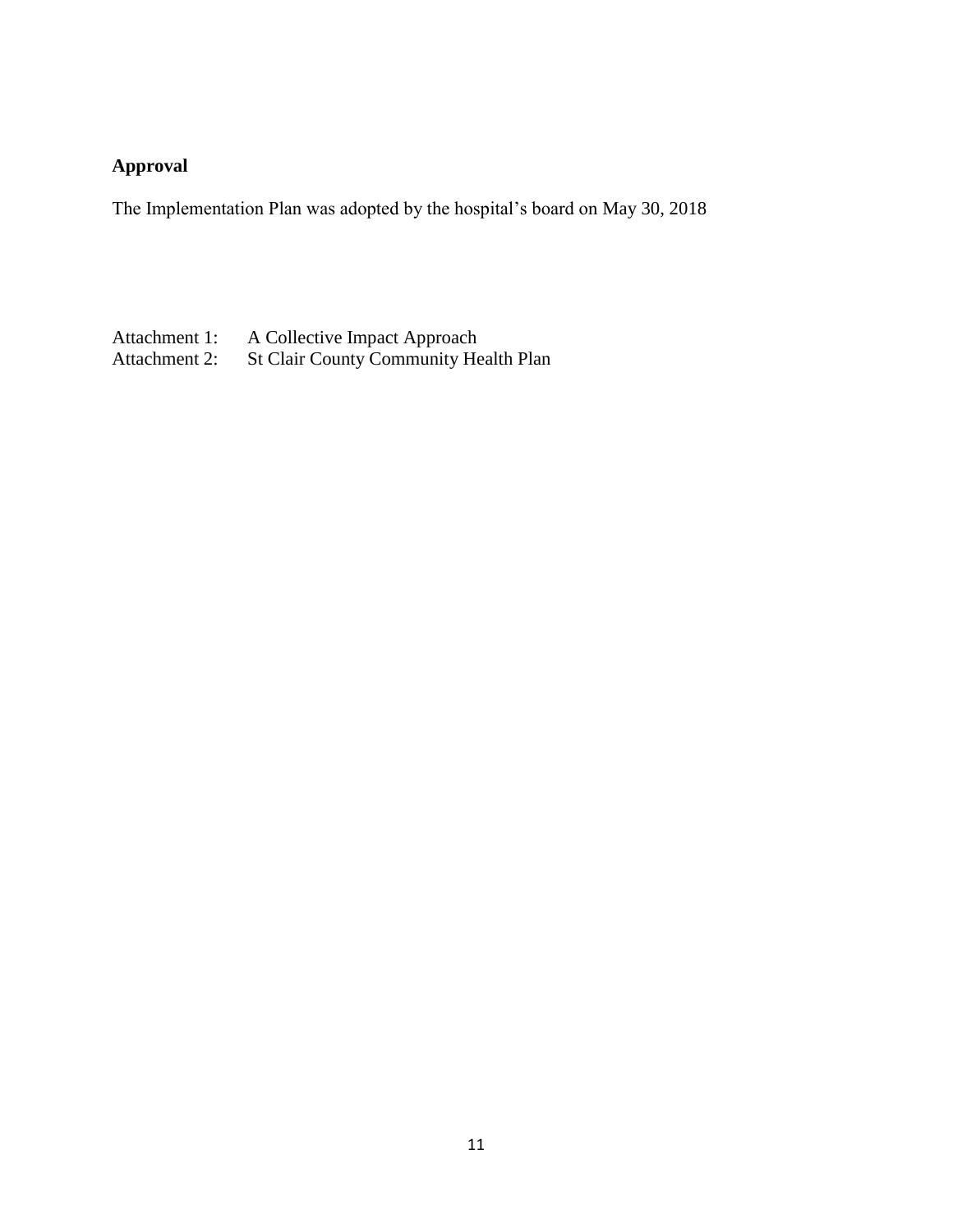## Approval

The Implementation Plan was adopted by the hospital's board on May 30, 2018

Attachment 1: A Collective Impact Approach
Attachment 2: St Clair County Community Health Plan